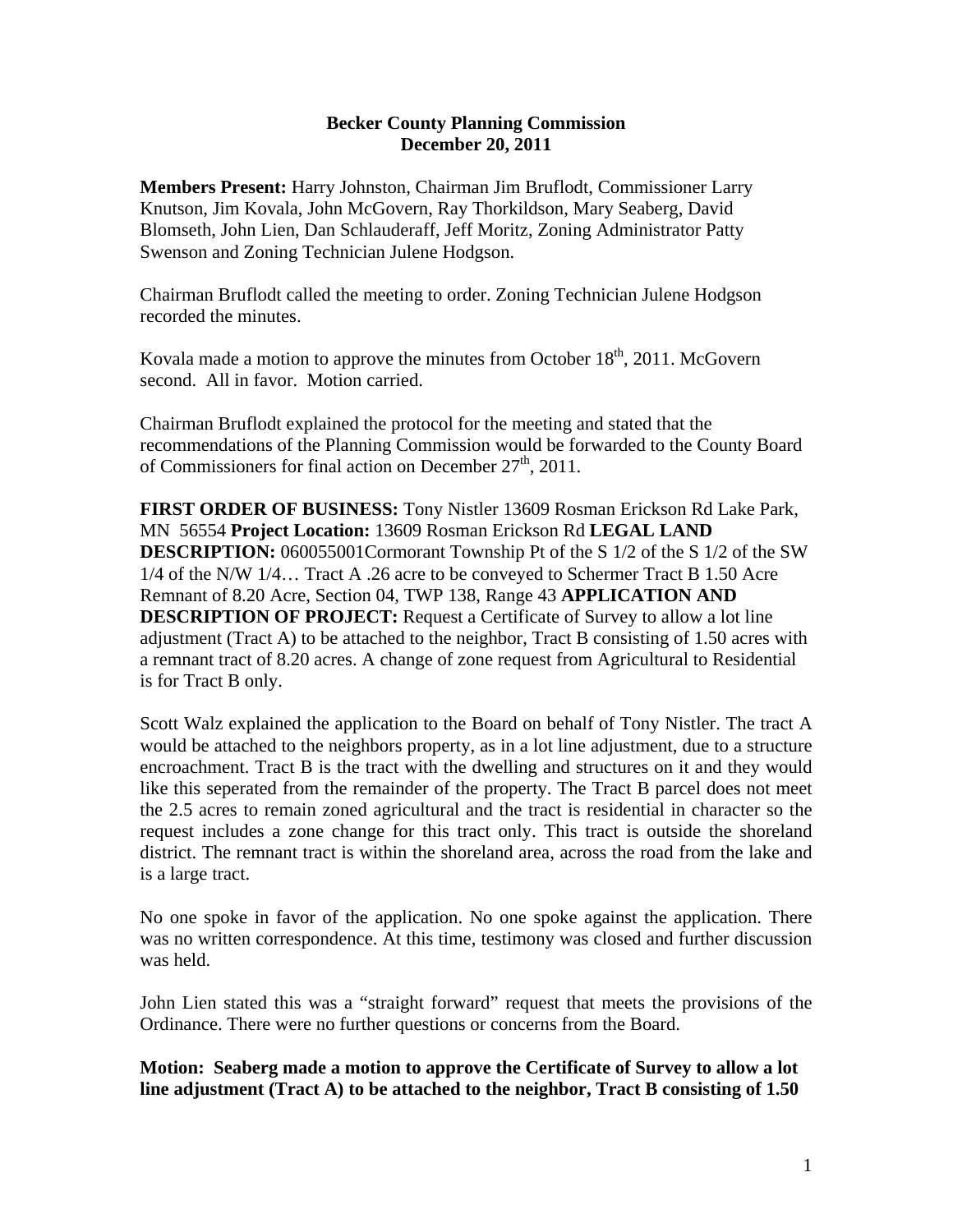**Becker County Planning Commission**
**December 20, 2011**

**Members Present:** Harry Johnston, Chairman Jim Bruflodt, Commissioner Larry Knutson, Jim Kovala, John McGovern, Ray Thorkildson, Mary Seaberg, David Blomseth, John Lien, Dan Schlauderaff, Jeff Moritz, Zoning Administrator Patty Swenson and Zoning Technician Julene Hodgson.

Chairman Bruflodt called the meeting to order. Zoning Technician Julene Hodgson recorded the minutes.

Kovala made a motion to approve the minutes from October 18th, 2011. McGovern second. All in favor. Motion carried.

Chairman Bruflodt explained the protocol for the meeting and stated that the recommendations of the Planning Commission would be forwarded to the County Board of Commissioners for final action on December 27th, 2011.

**FIRST ORDER OF BUSINESS:** Tony Nistler 13609 Rosman Erickson Rd Lake Park, MN 56554 **Project Location:** 13609 Rosman Erickson Rd **LEGAL LAND DESCRIPTION:** 060055001Cormorant Township Pt of the S 1/2 of the S 1/2 of the SW 1/4 of the N/W 1/4… Tract A .26 acre to be conveyed to Schermer Tract B 1.50 Acre Remnant of 8.20 Acre, Section 04, TWP 138, Range 43 **APPLICATION AND DESCRIPTION OF PROJECT:** Request a Certificate of Survey to allow a lot line adjustment (Tract A) to be attached to the neighbor, Tract B consisting of 1.50 acres with a remnant tract of 8.20 acres. A change of zone request from Agricultural to Residential is for Tract B only.

Scott Walz explained the application to the Board on behalf of Tony Nistler. The tract A would be attached to the neighbors property, as in a lot line adjustment, due to a structure encroachment. Tract B is the tract with the dwelling and structures on it and they would like this seperated from the remainder of the property. The Tract B parcel does not meet the 2.5 acres to remain zoned agricultural and the tract is residential in character so the request includes a zone change for this tract only. This tract is outside the shoreland district. The remnant tract is within the shoreland area, across the road from the lake and is a large tract.

No one spoke in favor of the application. No one spoke against the application. There was no written correspondence. At this time, testimony was closed and further discussion was held.

John Lien stated this was a "straight forward" request that meets the provisions of the Ordinance. There were no further questions or concerns from the Board.

**Motion: Seaberg made a motion to approve the Certificate of Survey to allow a lot line adjustment (Tract A) to be attached to the neighbor, Tract B consisting of 1.50**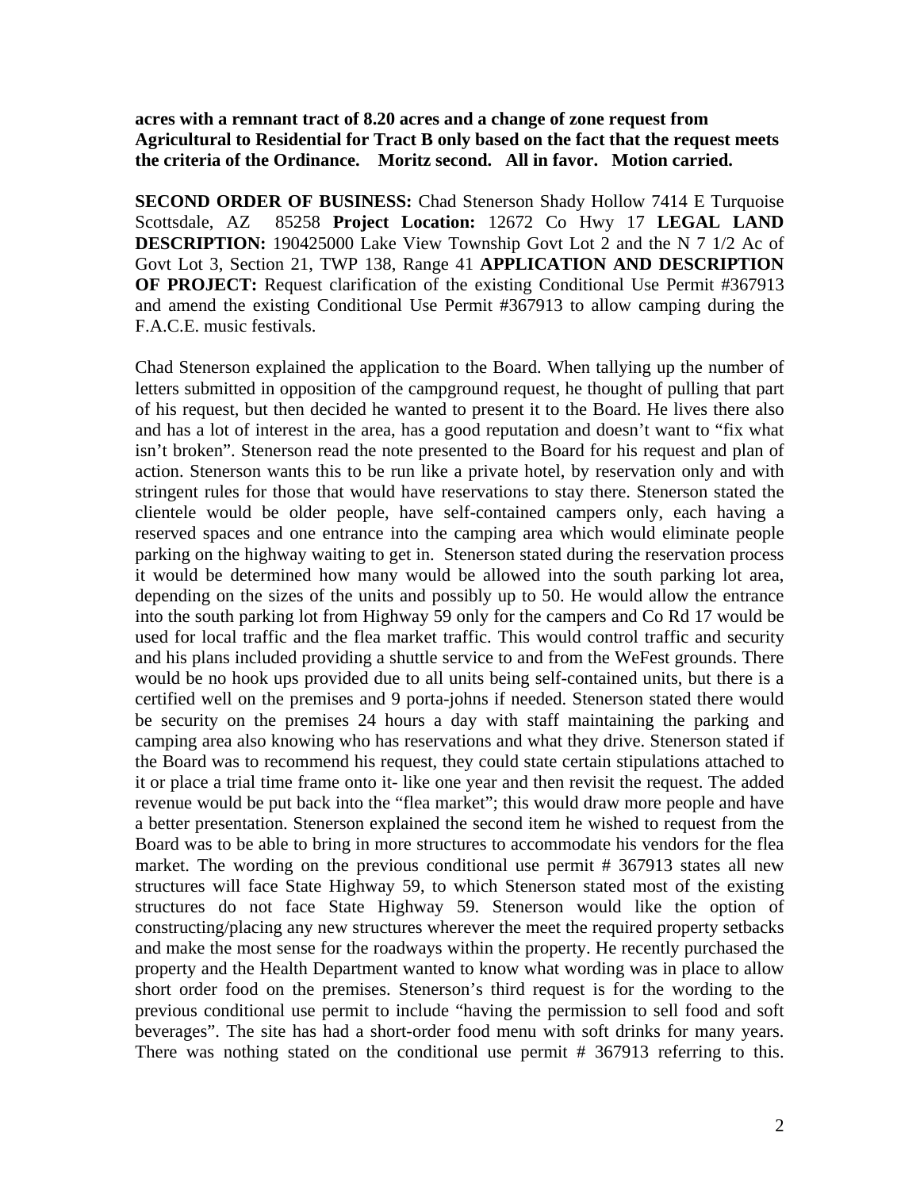**acres with a remnant tract of 8.20 acres and a change of zone request from Agricultural to Residential for Tract B only based on the fact that the request meets the criteria of the Ordinance. Moritz second. All in favor. Motion carried.**

**SECOND ORDER OF BUSINESS:** Chad Stenerson Shady Hollow 7414 E Turquoise Scottsdale, AZ 85258 **Project Location:** 12672 Co Hwy 17 **LEGAL LAND DESCRIPTION:** 190425000 Lake View Township Govt Lot 2 and the N 7 1/2 Ac of Govt Lot 3, Section 21, TWP 138, Range 41 **APPLICATION AND DESCRIPTION OF PROJECT:** Request clarification of the existing Conditional Use Permit #367913 and amend the existing Conditional Use Permit #367913 to allow camping during the F.A.C.E. music festivals.

Chad Stenerson explained the application to the Board. When tallying up the number of letters submitted in opposition of the campground request, he thought of pulling that part of his request, but then decided he wanted to present it to the Board. He lives there also and has a lot of interest in the area, has a good reputation and doesn't want to "fix what isn't broken". Stenerson read the note presented to the Board for his request and plan of action. Stenerson wants this to be run like a private hotel, by reservation only and with stringent rules for those that would have reservations to stay there. Stenerson stated the clientele would be older people, have self-contained campers only, each having a reserved spaces and one entrance into the camping area which would eliminate people parking on the highway waiting to get in. Stenerson stated during the reservation process it would be determined how many would be allowed into the south parking lot area, depending on the sizes of the units and possibly up to 50. He would allow the entrance into the south parking lot from Highway 59 only for the campers and Co Rd 17 would be used for local traffic and the flea market traffic. This would control traffic and security and his plans included providing a shuttle service to and from the WeFest grounds. There would be no hook ups provided due to all units being self-contained units, but there is a certified well on the premises and 9 porta-johns if needed. Stenerson stated there would be security on the premises 24 hours a day with staff maintaining the parking and camping area also knowing who has reservations and what they drive. Stenerson stated if the Board was to recommend his request, they could state certain stipulations attached to it or place a trial time frame onto it- like one year and then revisit the request. The added revenue would be put back into the "flea market"; this would draw more people and have a better presentation. Stenerson explained the second item he wished to request from the Board was to be able to bring in more structures to accommodate his vendors for the flea market. The wording on the previous conditional use permit # 367913 states all new structures will face State Highway 59, to which Stenerson stated most of the existing structures do not face State Highway 59. Stenerson would like the option of constructing/placing any new structures wherever the meet the required property setbacks and make the most sense for the roadways within the property. He recently purchased the property and the Health Department wanted to know what wording was in place to allow short order food on the premises. Stenerson's third request is for the wording to the previous conditional use permit to include "having the permission to sell food and soft beverages". The site has had a short-order food menu with soft drinks for many years. There was nothing stated on the conditional use permit # 367913 referring to this.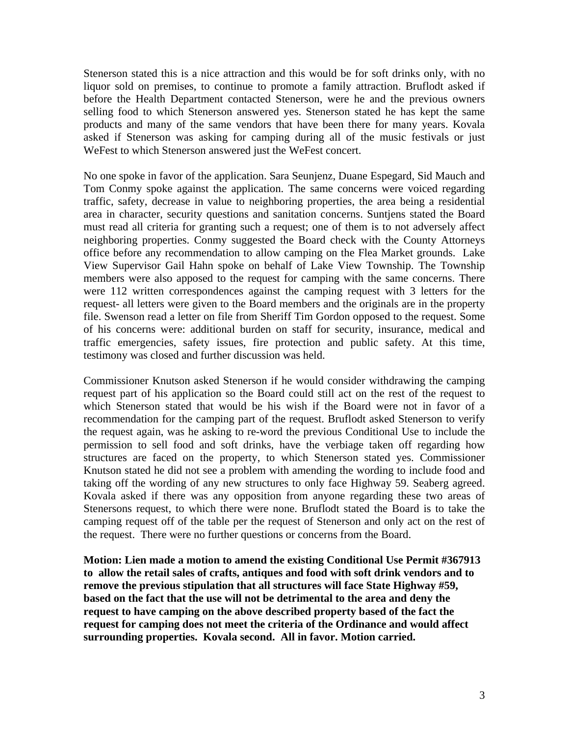Stenerson stated this is a nice attraction and this would be for soft drinks only, with no liquor sold on premises, to continue to promote a family attraction. Bruflodt asked if before the Health Department contacted Stenerson, were he and the previous owners selling food to which Stenerson answered yes. Stenerson stated he has kept the same products and many of the same vendors that have been there for many years. Kovala asked if Stenerson was asking for camping during all of the music festivals or just WeFest to which Stenerson answered just the WeFest concert.

No one spoke in favor of the application. Sara Seunjenz, Duane Espegard, Sid Mauch and Tom Conmy spoke against the application. The same concerns were voiced regarding traffic, safety, decrease in value to neighboring properties, the area being a residential area in character, security questions and sanitation concerns. Suntjens stated the Board must read all criteria for granting such a request; one of them is to not adversely affect neighboring properties. Conmy suggested the Board check with the County Attorneys office before any recommendation to allow camping on the Flea Market grounds. Lake View Supervisor Gail Hahn spoke on behalf of Lake View Township. The Township members were also apposed to the request for camping with the same concerns. There were 112 written correspondences against the camping request with 3 letters for the request- all letters were given to the Board members and the originals are in the property file. Swenson read a letter on file from Sheriff Tim Gordon opposed to the request. Some of his concerns were: additional burden on staff for security, insurance, medical and traffic emergencies, safety issues, fire protection and public safety. At this time, testimony was closed and further discussion was held.

Commissioner Knutson asked Stenerson if he would consider withdrawing the camping request part of his application so the Board could still act on the rest of the request to which Stenerson stated that would be his wish if the Board were not in favor of a recommendation for the camping part of the request. Bruflodt asked Stenerson to verify the request again, was he asking to re-word the previous Conditional Use to include the permission to sell food and soft drinks, have the verbiage taken off regarding how structures are faced on the property, to which Stenerson stated yes. Commissioner Knutson stated he did not see a problem with amending the wording to include food and taking off the wording of any new structures to only face Highway 59. Seaberg agreed. Kovala asked if there was any opposition from anyone regarding these two areas of Stenersons request, to which there were none. Bruflodt stated the Board is to take the camping request off of the table per the request of Stenerson and only act on the rest of the request. There were no further questions or concerns from the Board.

**Motion: Lien made a motion to amend the existing Conditional Use Permit #367913 to allow the retail sales of crafts, antiques and food with soft drink vendors and to remove the previous stipulation that all structures will face State Highway #59, based on the fact that the use will not be detrimental to the area and deny the request to have camping on the above described property based of the fact the request for camping does not meet the criteria of the Ordinance and would affect surrounding properties. Kovala second. All in favor. Motion carried.**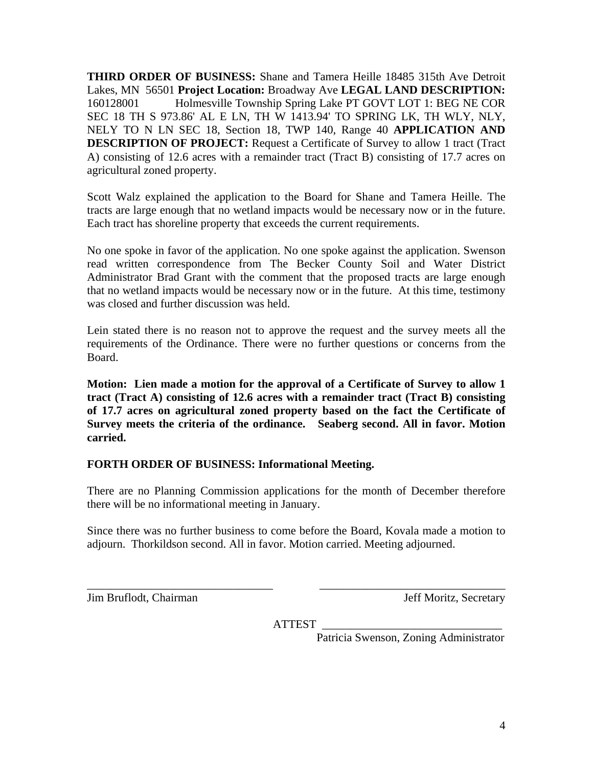**THIRD ORDER OF BUSINESS:** Shane and Tamera Heille 18485 315th Ave Detroit Lakes, MN 56501 **Project Location:** Broadway Ave **LEGAL LAND DESCRIPTION:** 160128001 Holmesville Township Spring Lake PT GOVT LOT 1: BEG NE COR SEC 18 TH S 973.86' AL E LN, TH W 1413.94' TO SPRING LK, TH WLY, NLY, NELY TO N LN SEC 18, Section 18, TWP 140, Range 40 **APPLICATION AND DESCRIPTION OF PROJECT:** Request a Certificate of Survey to allow 1 tract (Tract A) consisting of 12.6 acres with a remainder tract (Tract B) consisting of 17.7 acres on agricultural zoned property.

Scott Walz explained the application to the Board for Shane and Tamera Heille. The tracts are large enough that no wetland impacts would be necessary now or in the future. Each tract has shoreline property that exceeds the current requirements.

No one spoke in favor of the application. No one spoke against the application. Swenson read written correspondence from The Becker County Soil and Water District Administrator Brad Grant with the comment that the proposed tracts are large enough that no wetland impacts would be necessary now or in the future. At this time, testimony was closed and further discussion was held.

Lein stated there is no reason not to approve the request and the survey meets all the requirements of the Ordinance. There were no further questions or concerns from the Board.

**Motion: Lien made a motion for the approval of a Certificate of Survey to allow 1 tract (Tract A) consisting of 12.6 acres with a remainder tract (Tract B) consisting of 17.7 acres on agricultural zoned property based on the fact the Certificate of Survey meets the criteria of the ordinance. Seaberg second. All in favor. Motion carried.**

**FORTH ORDER OF BUSINESS: Informational Meeting.**

There are no Planning Commission applications for the month of December therefore there will be no informational meeting in January.

Since there was no further business to come before the Board, Kovala made a motion to adjourn. Thorkildson second. All in favor. Motion carried. Meeting adjourned.

_______________________________ _______________________________

Jim Bruflodt, Chairman Jeff Moritz, Secretary

ATTEST _______________________________

Patricia Swenson, Zoning Administrator